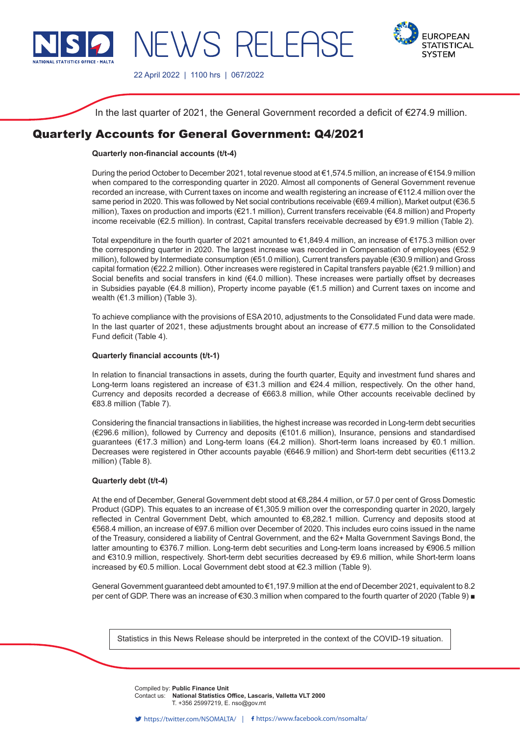NEWS RELEASE

22 April 2022 | 1100 hrs | 067/2022

In the last quarter of 2021, the General Government recorded a deficit of €274.9 million.

# Quarterly Accounts for General Government: Q4/2021

**Quarterly non-financial accounts (t/t-4)**

During the period October to December 2021, total revenue stood at €1,574.5 million, an increase of €154.9 million when compared to the corresponding quarter in 2020. Almost all components of General Government revenue recorded an increase, with Current taxes on income and wealth registering an increase of €112.4 million over the same period in 2020. This was followed by Net social contributions receivable (€69.4 million), Market output (€36.5 million), Taxes on production and imports (€21.1 million), Current transfers receivable (€4.8 million) and Property income receivable (€2.5 million). In contrast, Capital transfers receivable decreased by €91.9 million (Table 2).

Total expenditure in the fourth quarter of 2021 amounted to €1,849.4 million, an increase of €175.3 million over the corresponding quarter in 2020. The largest increase was recorded in Compensation of employees (€52.9 million), followed by Intermediate consumption (€51.0 million), Current transfers payable (€30.9 million) and Gross capital formation (€22.2 million). Other increases were registered in Capital transfers payable (€21.9 million) and Social benefits and social transfers in kind (€4.0 million). These increases were partially offset by decreases in Subsidies payable (€4.8 million), Property income payable (€1.5 million) and Current taxes on income and wealth (€1.3 million) (Table 3).

To achieve compliance with the provisions of ESA 2010, adjustments to the Consolidated Fund data were made. In the last quarter of 2021, these adjustments brought about an increase of €77.5 million to the Consolidated Fund deficit (Table 4).

**Quarterly financial accounts (t/t-1)**

In relation to financial transactions in assets, during the fourth quarter, Equity and investment fund shares and Long-term loans registered an increase of €31.3 million and €24.4 million, respectively. On the other hand, Currency and deposits recorded a decrease of €663.8 million, while Other accounts receivable declined by €83.8 million (Table 7).

Considering the financial transactions in liabilities, the highest increase was recorded in Long-term debt securities (€296.6 million), followed by Currency and deposits (€101.6 million), Insurance, pensions and standardised guarantees (€17.3 million) and Long-term loans (€4.2 million). Short-term loans increased by €0.1 million. Decreases were registered in Other accounts payable (€646.9 million) and Short-term debt securities (€113.2 million) (Table 8).

**Quarterly debt (t/t-4)**

At the end of December, General Government debt stood at €8,284.4 million, or 57.0 per cent of Gross Domestic Product (GDP). This equates to an increase of €1,305.9 million over the corresponding quarter in 2020, largely reflected in Central Government Debt, which amounted to €8,282.1 million. Currency and deposits stood at €568.4 million, an increase of €97.6 million over December of 2020. This includes euro coins issued in the name of the Treasury, considered a liability of Central Government, and the 62+ Malta Government Savings Bond, the latter amounting to €376.7 million. Long-term debt securities and Long-term loans increased by €906.5 million and €310.9 million, respectively. Short-term debt securities decreased by €9.6 million, while Short-term loans increased by €0.5 million. Local Government debt stood at €2.3 million (Table 9).

General Government guaranteed debt amounted to €1,197.9 million at the end of December 2021, equivalent to 8.2 per cent of GDP. There was an increase of €30.3 million when compared to the fourth quarter of 2020 (Table 9) ■

Statistics in this News Release should be interpreted in the context of the COVID-19 situation.

Compiled by: **Public Finance Unit**
Contact us: **National Statistics Office, Lascaris, Valletta VLT 2000**
T. +356 25997219, E. nso@gov.mt

https://twitter.com/NSOMALTA/ | https://www.facebook.com/nsomalta/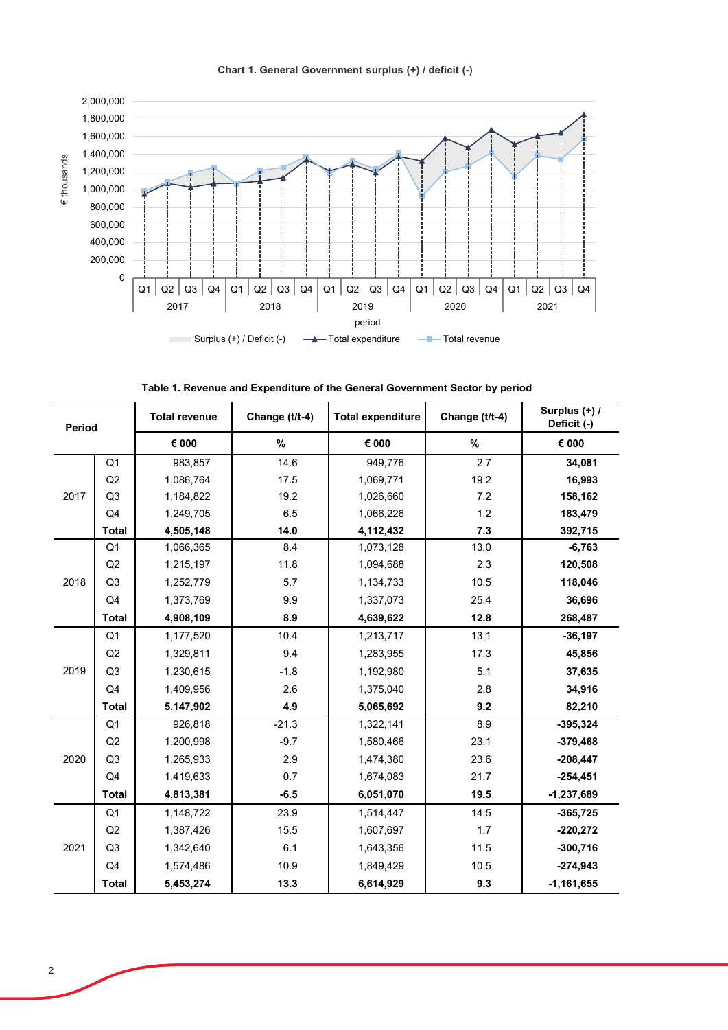**Chart 1. General Government surplus (+) / deficit (-)**

**Table 1. Revenue and Expenditure of the General Government Sector by period**

| Period | | Total revenue | Change (t/t-4) | Total expenditure | Change (t/t-4) | Surplus (+) / Deficit (-) |
|---|---|---|---|---|---|---|
| | | € 000 | % | € 000 | % | € 000 |
| 2017 | Q1 | 983,857 | 14.6 | 949,776 | 2.7 | **34,081** |
| | Q2 | 1,086,764 | 17.5 | 1,069,771 | 19.2 | **16,993** |
| | Q3 | 1,184,822 | 19.2 | 1,026,660 | 7.2 | **158,162** |
| | Q4 | 1,249,705 | 6.5 | 1,066,226 | 1.2 | **183,479** |
| | **Total** | **4,505,148** | **14.0** | **4,112,432** | **7.3** | **392,715** |
| 2018 | Q1 | 1,066,365 | 8.4 | 1,073,128 | 13.0 | **-6,763** |
| | Q2 | 1,215,197 | 11.8 | 1,094,688 | 2.3 | **120,508** |
| | Q3 | 1,252,779 | 5.7 | 1,134,733 | 10.5 | **118,046** |
| | Q4 | 1,373,769 | 9.9 | 1,337,073 | 25.4 | **36,696** |
| | **Total** | **4,908,109** | **8.9** | **4,639,622** | **12.8** | **268,487** |
| 2019 | Q1 | 1,177,520 | 10.4 | 1,213,717 | 13.1 | **-36,197** |
| | Q2 | 1,329,811 | 9.4 | 1,283,955 | 17.3 | **45,856** |
| | Q3 | 1,230,615 | -1.8 | 1,192,980 | 5.1 | **37,635** |
| | Q4 | 1,409,956 | 2.6 | 1,375,040 | 2.8 | **34,916** |
| | **Total** | **5,147,902** | **4.9** | **5,065,692** | **9.2** | **82,210** |
| 2020 | Q1 | 926,818 | -21.3 | 1,322,141 | 8.9 | **-395,324** |
| | Q2 | 1,200,998 | -9.7 | 1,580,466 | 23.1 | **-379,468** |
| | Q3 | 1,265,933 | 2.9 | 1,474,380 | 23.6 | **-208,447** |
| | Q4 | 1,419,633 | 0.7 | 1,674,083 | 21.7 | **-254,451** |
| | **Total** | **4,813,381** | **-6.5** | **6,051,070** | **19.5** | **-1,237,689** |
| 2021 | Q1 | 1,148,722 | 23.9 | 1,514,447 | 14.5 | **-365,725** |
| | Q2 | 1,387,426 | 15.5 | 1,607,697 | 1.7 | **-220,272** |
| | Q3 | 1,342,640 | 6.1 | 1,643,356 | 11.5 | **-300,716** |
| | Q4 | 1,574,486 | 10.9 | 1,849,429 | 10.5 | **-274,943** |
| | **Total** | **5,453,274** | **13.3** | **6,614,929** | **9.3** | **-1,161,655** |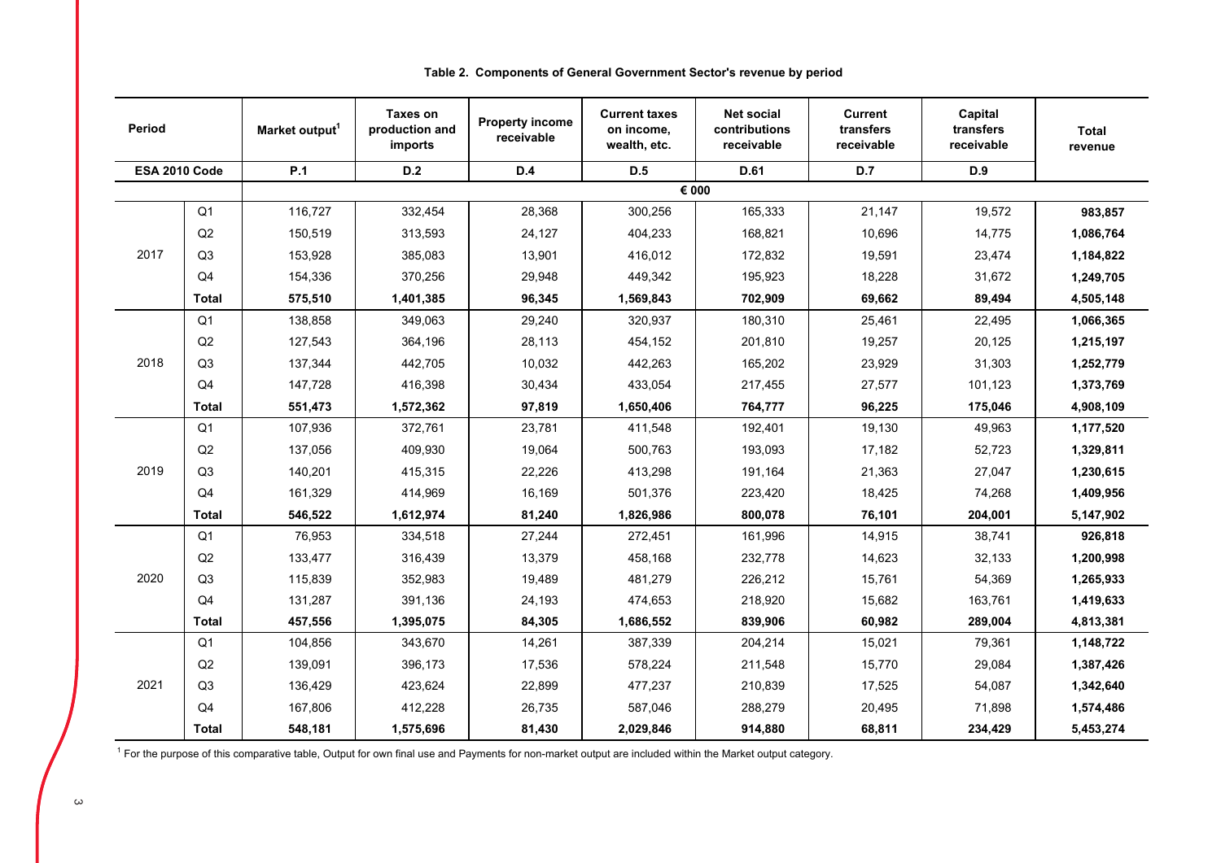**Table 2. Components of General Government Sector's revenue by period**

| Period | | Market output[1] | Taxes on production and imports | Property income receivable | Current taxes on income, wealth, etc. | Net social contributions receivable | Current transfers receivable | Capital transfers receivable | Total revenue |
|---|---|---|---|---|---|---|---|---|---|
| ESA 2010 Code | | P.1 | D.2 | D.4 | D.5 | D.61 | D.7 | D.9 | |
| | | € 000 | | | | | | | |
| 2017 | Q1 | 116,727 | 332,454 | 28,368 | 300,256 | 165,333 | 21,147 | 19,572 | **983,857** |
| | Q2 | 150,519 | 313,593 | 24,127 | 404,233 | 168,821 | 10,696 | 14,775 | **1,086,764** |
| | Q3 | 153,928 | 385,083 | 13,901 | 416,012 | 172,832 | 19,591 | 23,474 | **1,184,822** |
| | Q4 | 154,336 | 370,256 | 29,948 | 449,342 | 195,923 | 18,228 | 31,672 | **1,249,705** |
| | **Total** | **575,510** | **1,401,385** | **96,345** | **1,569,843** | **702,909** | **69,662** | **89,494** | **4,505,148** |
| 2018 | Q1 | 138,858 | 349,063 | 29,240 | 320,937 | 180,310 | 25,461 | 22,495 | **1,066,365** |
| | Q2 | 127,543 | 364,196 | 28,113 | 454,152 | 201,810 | 19,257 | 20,125 | **1,215,197** |
| | Q3 | 137,344 | 442,705 | 10,032 | 442,263 | 165,202 | 23,929 | 31,303 | **1,252,779** |
| | Q4 | 147,728 | 416,398 | 30,434 | 433,054 | 217,455 | 27,577 | 101,123 | **1,373,769** |
| | **Total** | **551,473** | **1,572,362** | **97,819** | **1,650,406** | **764,777** | **96,225** | **175,046** | **4,908,109** |
| 2019 | Q1 | 107,936 | 372,761 | 23,781 | 411,548 | 192,401 | 19,130 | 49,963 | **1,177,520** |
| | Q2 | 137,056 | 409,930 | 19,064 | 500,763 | 193,093 | 17,182 | 52,723 | **1,329,811** |
| | Q3 | 140,201 | 415,315 | 22,226 | 413,298 | 191,164 | 21,363 | 27,047 | **1,230,615** |
| | Q4 | 161,329 | 414,969 | 16,169 | 501,376 | 223,420 | 18,425 | 74,268 | **1,409,956** |
| | **Total** | **546,522** | **1,612,974** | **81,240** | **1,826,986** | **800,078** | **76,101** | **204,001** | **5,147,902** |
| 2020 | Q1 | 76,953 | 334,518 | 27,244 | 272,451 | 161,996 | 14,915 | 38,741 | **926,818** |
| | Q2 | 133,477 | 316,439 | 13,379 | 458,168 | 232,778 | 14,623 | 32,133 | **1,200,998** |
| | Q3 | 115,839 | 352,983 | 19,489 | 481,279 | 226,212 | 15,761 | 54,369 | **1,265,933** |
| | Q4 | 131,287 | 391,136 | 24,193 | 474,653 | 218,920 | 15,682 | 163,761 | **1,419,633** |
| | **Total** | **457,556** | **1,395,075** | **84,305** | **1,686,552** | **839,906** | **60,982** | **289,004** | **4,813,381** |
| 2021 | Q1 | 104,856 | 343,670 | 14,261 | 387,339 | 204,214 | 15,021 | 79,361 | **1,148,722** |
| | Q2 | 139,091 | 396,173 | 17,536 | 578,224 | 211,548 | 15,770 | 29,084 | **1,387,426** |
| | Q3 | 136,429 | 423,624 | 22,899 | 477,237 | 210,839 | 17,525 | 54,087 | **1,342,640** |
| | Q4 | 167,806 | 412,228 | 26,735 | 587,046 | 288,279 | 20,495 | 71,898 | **1,574,486** |
| | **Total** | **548,181** | **1,575,696** | **81,430** | **2,029,846** | **914,880** | **68,811** | **234,429** | **5,453,274** |

[1] For the purpose of this comparative table, Output for own final use and Payments for non-market output are included within the Market output category.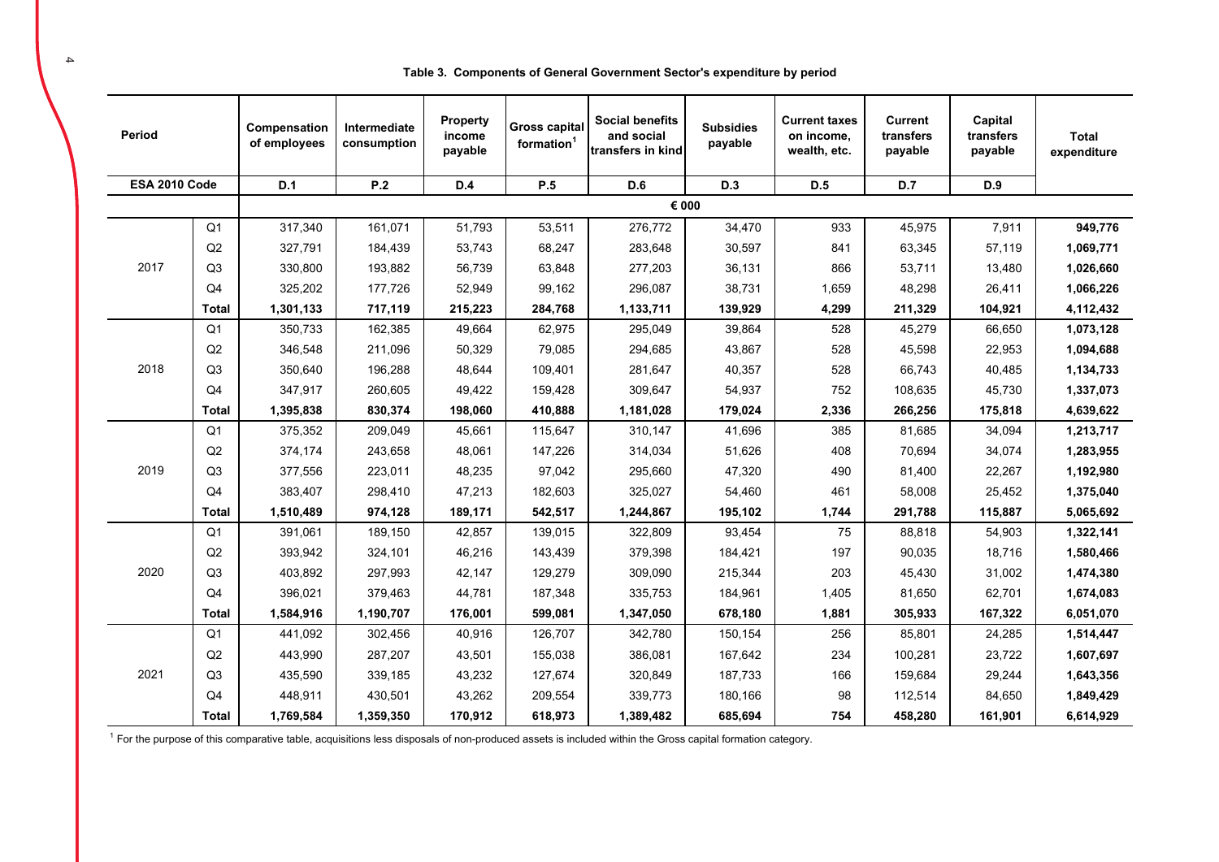**Table 3. Components of General Government Sector's expenditure by period**

| Period | | Compensation of employees | Intermediate consumption | Property income payable | Gross capital formation[1] | Social benefits and social transfers in kind | Subsidies payable | Current taxes on income, wealth, etc. | Current transfers payable | Capital transfers payable | Total expenditure |
|---|---|---|---|---|---|---|---|---|---|---|---|
| **ESA 2010 Code** | | **D.1** | **P.2** | **D.4** | **P.5** | **D.6** | **D.3** | **D.5** | **D.7** | **D.9** | |
| | | **€ 000** | | | | | | | | | |
| 2017 | Q1 | 317,340 | 161,071 | 51,793 | 53,511 | 276,772 | 34,470 | 933 | 45,975 | 7,911 | **949,776** |
| | Q2 | 327,791 | 184,439 | 53,743 | 68,247 | 283,648 | 30,597 | 841 | 63,345 | 57,119 | **1,069,771** |
| | Q3 | 330,800 | 193,882 | 56,739 | 63,848 | 277,203 | 36,131 | 866 | 53,711 | 13,480 | **1,026,660** |
| | Q4 | 325,202 | 177,726 | 52,949 | 99,162 | 296,087 | 38,731 | 1,659 | 48,298 | 26,411 | **1,066,226** |
| | **Total** | **1,301,133** | **717,119** | **215,223** | **284,768** | **1,133,711** | **139,929** | **4,299** | **211,329** | **104,921** | **4,112,432** |
| 2018 | Q1 | 350,733 | 162,385 | 49,664 | 62,975 | 295,049 | 39,864 | 528 | 45,279 | 66,650 | **1,073,128** |
| | Q2 | 346,548 | 211,096 | 50,329 | 79,085 | 294,685 | 43,867 | 528 | 45,598 | 22,953 | **1,094,688** |
| | Q3 | 350,640 | 196,288 | 48,644 | 109,401 | 281,647 | 40,357 | 528 | 66,743 | 40,485 | **1,134,733** |
| | Q4 | 347,917 | 260,605 | 49,422 | 159,428 | 309,647 | 54,937 | 752 | 108,635 | 45,730 | **1,337,073** |
| | **Total** | **1,395,838** | **830,374** | **198,060** | **410,888** | **1,181,028** | **179,024** | **2,336** | **266,256** | **175,818** | **4,639,622** |
| 2019 | Q1 | 375,352 | 209,049 | 45,661 | 115,647 | 310,147 | 41,696 | 385 | 81,685 | 34,094 | **1,213,717** |
| | Q2 | 374,174 | 243,658 | 48,061 | 147,226 | 314,034 | 51,626 | 408 | 70,694 | 34,074 | **1,283,955** |
| | Q3 | 377,556 | 223,011 | 48,235 | 97,042 | 295,660 | 47,320 | 490 | 81,400 | 22,267 | **1,192,980** |
| | Q4 | 383,407 | 298,410 | 47,213 | 182,603 | 325,027 | 54,460 | 461 | 58,008 | 25,452 | **1,375,040** |
| | **Total** | **1,510,489** | **974,128** | **189,171** | **542,517** | **1,244,867** | **195,102** | **1,744** | **291,788** | **115,887** | **5,065,692** |
| 2020 | Q1 | 391,061 | 189,150 | 42,857 | 139,015 | 322,809 | 93,454 | 75 | 88,818 | 54,903 | **1,322,141** |
| | Q2 | 393,942 | 324,101 | 46,216 | 143,439 | 379,398 | 184,421 | 197 | 90,035 | 18,716 | **1,580,466** |
| | Q3 | 403,892 | 297,993 | 42,147 | 129,279 | 309,090 | 215,344 | 203 | 45,430 | 31,002 | **1,474,380** |
| | Q4 | 396,021 | 379,463 | 44,781 | 187,348 | 335,753 | 184,961 | 1,405 | 81,650 | 62,701 | **1,674,083** |
| | **Total** | **1,584,916** | **1,190,707** | **176,001** | **599,081** | **1,347,050** | **678,180** | **1,881** | **305,933** | **167,322** | **6,051,070** |
| 2021 | Q1 | 441,092 | 302,456 | 40,916 | 126,707 | 342,780 | 150,154 | 256 | 85,801 | 24,285 | **1,514,447** |
| | Q2 | 443,990 | 287,207 | 43,501 | 155,038 | 386,081 | 167,642 | 234 | 100,281 | 23,722 | **1,607,697** |
| | Q3 | 435,590 | 339,185 | 43,232 | 127,674 | 320,849 | 187,733 | 166 | 159,684 | 29,244 | **1,643,356** |
| | Q4 | 448,911 | 430,501 | 43,262 | 209,554 | 339,773 | 180,166 | 98 | 112,514 | 84,650 | **1,849,429** |
| | **Total** | **1,769,584** | **1,359,350** | **170,912** | **618,973** | **1,389,482** | **685,694** | **754** | **458,280** | **161,901** | **6,614,929** |

[1] For the purpose of this comparative table, acquisitions less disposals of non-produced assets is included within the Gross capital formation category.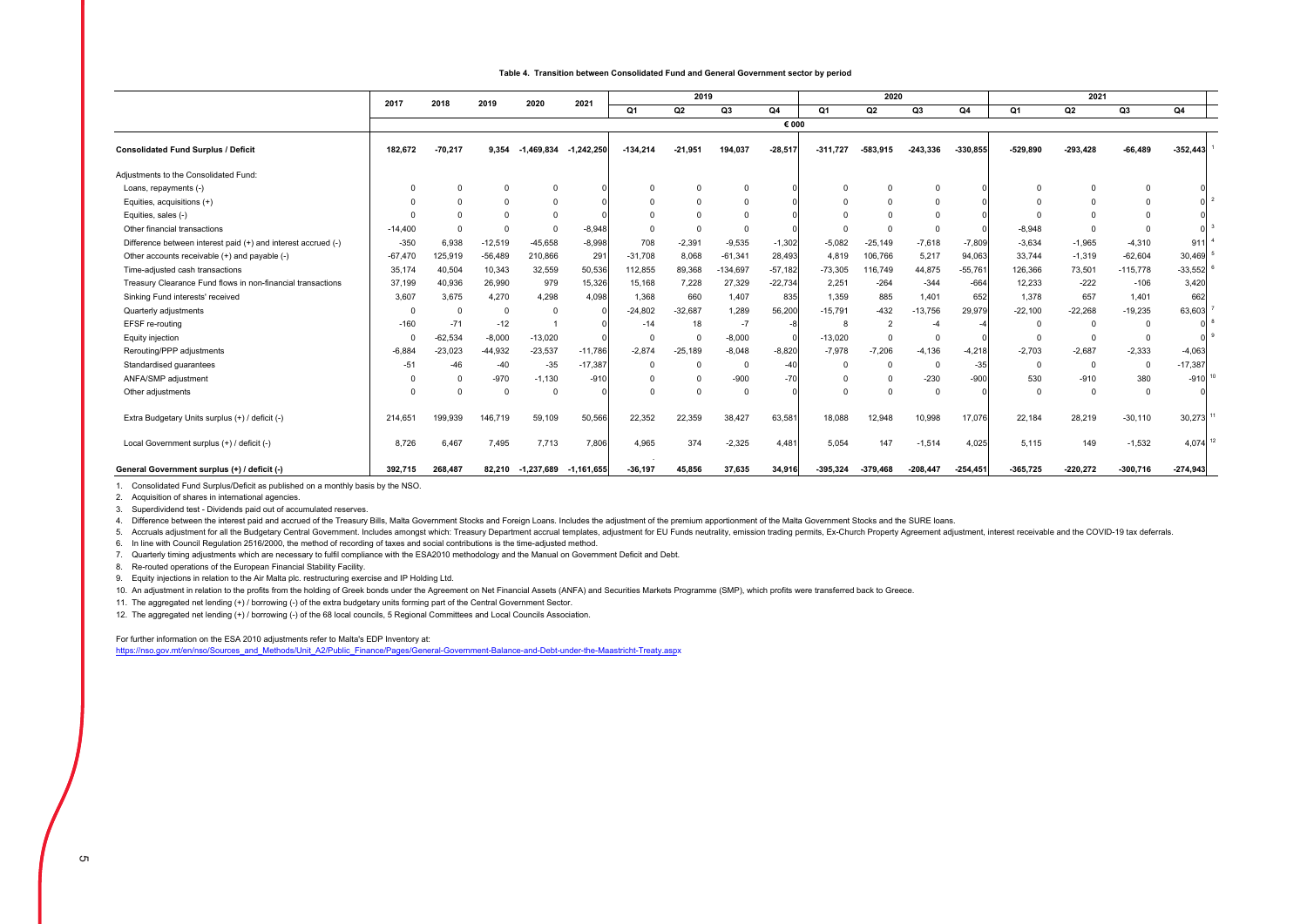**Table 4. Transition between Consolidated Fund and General Government sector by period**

| | 2017 | 2018 | 2019 | 2020 | 2021 | 2019 | | | | 2020 | | | | 2021 | | | | |
|---|---|---|---|---|---|---|---|---|---|---|---|---|---|---|---|---|---|---|
| | | | | | | Q1 | Q2 | Q3 | Q4 | Q1 | Q2 | Q3 | Q4 | Q1 | Q2 | Q3 | Q4 | |
| | € 000 | | | | | | | | | | | | | | | | | |
| **Consolidated Fund Surplus / Deficit** | 182,672 | -70,217 | 9,354 | -1,469,834 | -1,242,250 | -134,214 | -21,951 | 194,037 | -28,517 | -311,727 | -583,915 | -243,336 | -330,855 | -529,890 | -293,428 | -66,489 | -352,443 | 1 |
| Adjustments to the Consolidated Fund: | | | | | | | | | | | | | | | | | | |
| Loans, repayments (-) | 0 | 0 | 0 | 0 | 0 | 0 | 0 | 0 | 0 | 0 | 0 | 0 | 0 | 0 | 0 | 0 | 0 | |
| Equities, acquisitions (+) | 0 | 0 | 0 | 0 | 0 | 0 | 0 | 0 | 0 | 0 | 0 | 0 | 0 | 0 | 0 | 0 | 0 | 2 |
| Equities, sales (-) | 0 | 0 | 0 | 0 | 0 | 0 | 0 | 0 | 0 | 0 | 0 | 0 | 0 | 0 | 0 | 0 | 0 | |
| Other financial transactions | -14,400 | 0 | 0 | 0 | -8,948 | 0 | 0 | 0 | 0 | 0 | 0 | 0 | 0 | -8,948 | 0 | 0 | 0 | 3 |
| Difference between interest paid (+) and interest accrued (-) | -350 | 6,938 | -12,519 | -45,658 | -8,998 | 708 | -2,391 | -9,535 | -1,302 | -5,082 | -25,149 | -7,618 | -7,809 | -3,634 | -1,965 | -4,310 | 911 | 4 |
| Other accounts receivable (+) and payable (-) | -67,470 | 125,919 | -56,489 | 210,866 | 291 | -31,708 | 8,068 | -61,341 | 28,493 | 4,819 | 106,766 | 5,217 | 94,063 | 33,744 | -1,319 | -62,604 | 30,469 | 5 |
| Time-adjusted cash transactions | 35,174 | 40,504 | 10,343 | 32,559 | 50,536 | 112,855 | 89,368 | -134,697 | -57,182 | -73,305 | 116,749 | 44,875 | -55,761 | 126,366 | 73,501 | -115,778 | -33,552 | 6 |
| Treasury Clearance Fund flows in non-financial transactions | 37,199 | 40,936 | 26,990 | 979 | 15,326 | 15,168 | 7,228 | 27,329 | -22,734 | 2,251 | -264 | -344 | -664 | 12,233 | -222 | -106 | 3,420 | |
| Sinking Fund interests' received | 3,607 | 3,675 | 4,270 | 4,298 | 4,098 | 1,368 | 660 | 1,407 | 835 | 1,359 | 885 | 1,401 | 652 | 1,378 | 657 | 1,401 | 662 | |
| Quarterly adjustments | 0 | 0 | 0 | 0 | 0 | -24,802 | -32,687 | 1,289 | 56,200 | -15,791 | -432 | -13,756 | 29,979 | -22,100 | -22,268 | -19,235 | 63,603 | 7 |
| EFSF re-routing | -160 | -71 | -12 | 1 | 0 | -14 | 18 | -7 | -8 | 8 | 2 | -4 | -4 | 0 | 0 | 0 | 0 | 8 |
| Equity injection | 0 | -62,534 | -8,000 | -13,020 | 0 | 0 | 0 | -8,000 | 0 | -13,020 | 0 | 0 | 0 | 0 | 0 | 0 | 0 | 9 |
| Rerouting/PPP adjustments | -6,884 | -23,023 | -44,932 | -23,537 | -11,786 | -2,874 | -25,189 | -8,048 | -8,820 | -7,978 | -7,206 | -4,136 | -4,218 | -2,703 | -2,687 | -2,333 | -4,063 | |
| Standardised guarantees | -51 | -46 | -40 | -35 | -17,387 | 0 | 0 | 0 | -40 | 0 | 0 | 0 | -35 | 0 | 0 | 0 | -17,387 | |
| ANFA/SMP adjustment | 0 | 0 | -970 | -1,130 | -910 | 0 | 0 | -900 | -70 | 0 | 0 | -230 | -900 | 530 | -910 | 380 | -910 | 10 |
| Other adjustments | 0 | 0 | 0 | 0 | 0 | 0 | 0 | 0 | 0 | 0 | 0 | 0 | 0 | 0 | 0 | 0 | 0 | |
| Extra Budgetary Units surplus (+) / deficit (-) | 214,651 | 199,939 | 146,719 | 59,109 | 50,566 | 22,352 | 22,359 | 38,427 | 63,581 | 18,088 | 12,948 | 10,998 | 17,076 | 22,184 | 28,219 | -30,110 | 30,273 | 11 |
| Local Government surplus (+) / deficit (-) | 8,726 | 6,467 | 7,495 | 7,713 | 7,806 | 4,965 | 374 | -2,325 | 4,481 | 5,054 | 147 | -1,514 | 4,025 | 5,115 | 149 | -1,532 | 4,074 | 12 |
| **General Government surplus (+) / deficit (-)** | 392,715 | 268,487 | 82,210 | -1,237,689 | -1,161,655 | -36,197 | 45,856 | 37,635 | 34,916 | -395,324 | -379,468 | -208,447 | -254,451 | -365,725 | -220,272 | -300,716 | -274,943 | |

1. Consolidated Fund Surplus/Deficit as published on a monthly basis by the NSO.
2. Acquisition of shares in international agencies.
3. Superdividend test - Dividends paid out of accumulated reserves.
4. Difference between the interest paid and accrued of the Treasury Bills, Malta Government Stocks and Foreign Loans. Includes the adjustment of the premium apportionment of the Malta Government Stocks and the SURE loans.
5. Accruals adjustment for all the Budgetary Central Government. Includes amongst which: Treasury Department accrual templates, adjustment for EU Funds neutrality, emission trading permits, Ex-Church Property Agreement adjustment, interest receivable and the COVID-19 tax deferrals.
6. In line with Council Regulation 2516/2000, the method of recording of taxes and social contributions is the time-adjusted method.
7. Quarterly timing adjustments which are necessary to fulfil compliance with the ESA2010 methodology and the Manual on Government Deficit and Debt.
8. Re-routed operations of the European Financial Stability Facility.
9. Equity injections in relation to the Air Malta plc. restructuring exercise and IP Holding Ltd.
10. An adjustment in relation to the profits from the holding of Greek bonds under the Agreement on Net Financial Assets (ANFA) and Securities Markets Programme (SMP), which profits were transferred back to Greece.
11. The aggregated net lending (+) / borrowing (-) of the extra budgetary units forming part of the Central Government Sector.
12. The aggregated net lending (+) / borrowing (-) of the 68 local councils, 5 Regional Committees and Local Councils Association.

For further information on the ESA 2010 adjustments refer to Malta's EDP Inventory at:
https://nso.gov.mt/en/nso/Sources_and_Methods/Unit_A2/Public_Finance/Pages/General-Government-Balance-and-Debt-under-the-Maastricht-Treaty.aspx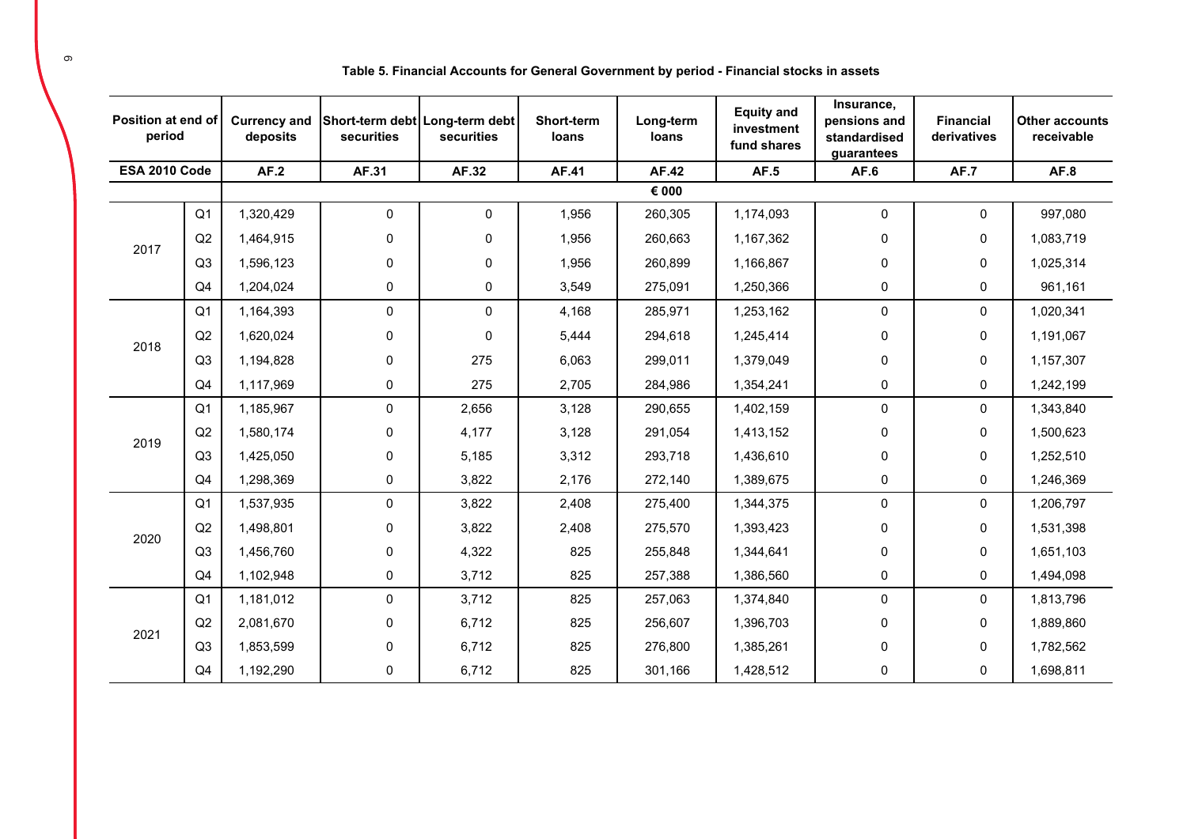**Table 5. Financial Accounts for General Government by period - Financial stocks in assets**

| Position at end of period | | Currency and deposits | Short-term debt securities | Long-term debt securities | Short-term loans | Long-term loans | Equity and investment fund shares | Insurance, pensions and standardised guarantees | Financial derivatives | Other accounts receivable |
|---|---|---|---|---|---|---|---|---|---|---|
| ESA 2010 Code | | AF.2 | AF.31 | AF.32 | AF.41 | AF.42 | AF.5 | AF.6 | AF.7 | AF.8 |
| | | € 000 | | | | | | | | |
| 2017 | Q1 | 1,320,429 | 0 | 0 | 1,956 | 260,305 | 1,174,093 | 0 | 0 | 997,080 |
| | Q2 | 1,464,915 | 0 | 0 | 1,956 | 260,663 | 1,167,362 | 0 | 0 | 1,083,719 |
| | Q3 | 1,596,123 | 0 | 0 | 1,956 | 260,899 | 1,166,867 | 0 | 0 | 1,025,314 |
| | Q4 | 1,204,024 | 0 | 0 | 3,549 | 275,091 | 1,250,366 | 0 | 0 | 961,161 |
| 2018 | Q1 | 1,164,393 | 0 | 0 | 4,168 | 285,971 | 1,253,162 | 0 | 0 | 1,020,341 |
| | Q2 | 1,620,024 | 0 | 0 | 5,444 | 294,618 | 1,245,414 | 0 | 0 | 1,191,067 |
| | Q3 | 1,194,828 | 0 | 275 | 6,063 | 299,011 | 1,379,049 | 0 | 0 | 1,157,307 |
| | Q4 | 1,117,969 | 0 | 275 | 2,705 | 284,986 | 1,354,241 | 0 | 0 | 1,242,199 |
| 2019 | Q1 | 1,185,967 | 0 | 2,656 | 3,128 | 290,655 | 1,402,159 | 0 | 0 | 1,343,840 |
| | Q2 | 1,580,174 | 0 | 4,177 | 3,128 | 291,054 | 1,413,152 | 0 | 0 | 1,500,623 |
| | Q3 | 1,425,050 | 0 | 5,185 | 3,312 | 293,718 | 1,436,610 | 0 | 0 | 1,252,510 |
| | Q4 | 1,298,369 | 0 | 3,822 | 2,176 | 272,140 | 1,389,675 | 0 | 0 | 1,246,369 |
| 2020 | Q1 | 1,537,935 | 0 | 3,822 | 2,408 | 275,400 | 1,344,375 | 0 | 0 | 1,206,797 |
| | Q2 | 1,498,801 | 0 | 3,822 | 2,408 | 275,570 | 1,393,423 | 0 | 0 | 1,531,398 |
| | Q3 | 1,456,760 | 0 | 4,322 | 825 | 255,848 | 1,344,641 | 0 | 0 | 1,651,103 |
| | Q4 | 1,102,948 | 0 | 3,712 | 825 | 257,388 | 1,386,560 | 0 | 0 | 1,494,098 |
| 2021 | Q1 | 1,181,012 | 0 | 3,712 | 825 | 257,063 | 1,374,840 | 0 | 0 | 1,813,796 |
| | Q2 | 2,081,670 | 0 | 6,712 | 825 | 256,607 | 1,396,703 | 0 | 0 | 1,889,860 |
| | Q3 | 1,853,599 | 0 | 6,712 | 825 | 276,800 | 1,385,261 | 0 | 0 | 1,782,562 |
| | Q4 | 1,192,290 | 0 | 6,712 | 825 | 301,166 | 1,428,512 | 0 | 0 | 1,698,811 |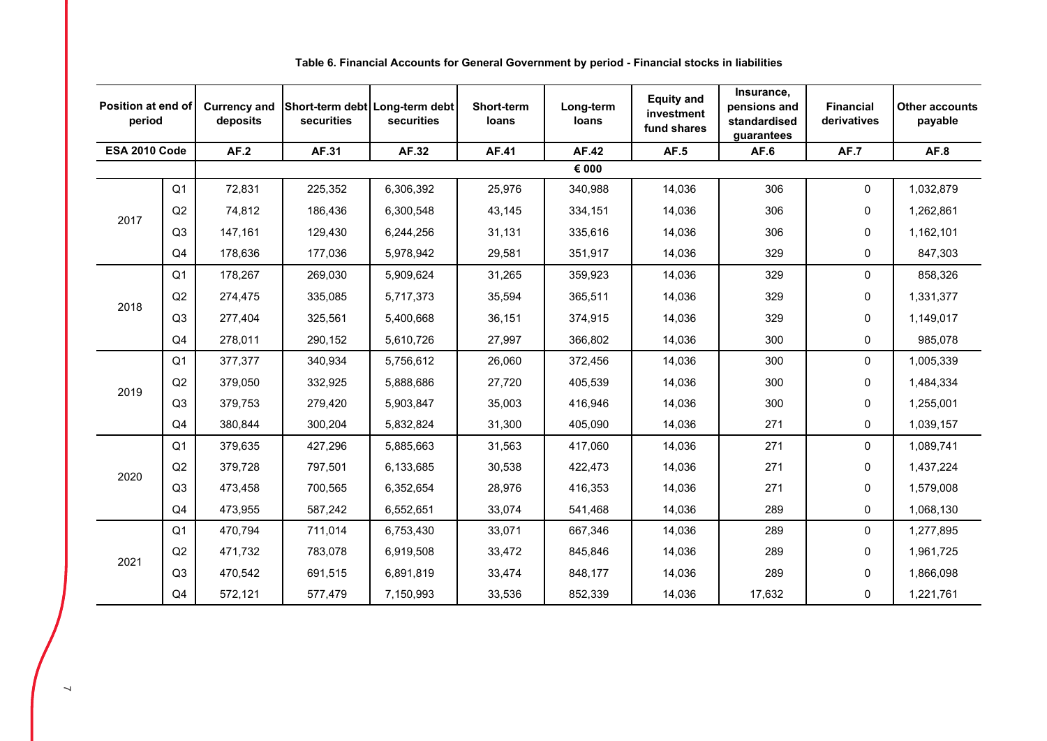**Table 6. Financial Accounts for General Government by period - Financial stocks in liabilities**

| Position at end of period | | Currency and deposits | Short-term debt securities | Long-term debt securities | Short-term loans | Long-term loans | Equity and investment fund shares | Insurance, pensions and standardised guarantees | Financial derivatives | Other accounts payable |
|---|---|---|---|---|---|---|---|---|---|---|
| ESA 2010 Code | | AF.2 | AF.31 | AF.32 | AF.41 | AF.42 | AF.5 | AF.6 | AF.7 | AF.8 |
| | | € 000 | | | | | | | | |
| 2017 | Q1 | 72,831 | 225,352 | 6,306,392 | 25,976 | 340,988 | 14,036 | 306 | 0 | 1,032,879 |
| | Q2 | 74,812 | 186,436 | 6,300,548 | 43,145 | 334,151 | 14,036 | 306 | 0 | 1,262,861 |
| | Q3 | 147,161 | 129,430 | 6,244,256 | 31,131 | 335,616 | 14,036 | 306 | 0 | 1,162,101 |
| | Q4 | 178,636 | 177,036 | 5,978,942 | 29,581 | 351,917 | 14,036 | 329 | 0 | 847,303 |
| 2018 | Q1 | 178,267 | 269,030 | 5,909,624 | 31,265 | 359,923 | 14,036 | 329 | 0 | 858,326 |
| | Q2 | 274,475 | 335,085 | 5,717,373 | 35,594 | 365,511 | 14,036 | 329 | 0 | 1,331,377 |
| | Q3 | 277,404 | 325,561 | 5,400,668 | 36,151 | 374,915 | 14,036 | 329 | 0 | 1,149,017 |
| | Q4 | 278,011 | 290,152 | 5,610,726 | 27,997 | 366,802 | 14,036 | 300 | 0 | 985,078 |
| 2019 | Q1 | 377,377 | 340,934 | 5,756,612 | 26,060 | 372,456 | 14,036 | 300 | 0 | 1,005,339 |
| | Q2 | 379,050 | 332,925 | 5,888,686 | 27,720 | 405,539 | 14,036 | 300 | 0 | 1,484,334 |
| | Q3 | 379,753 | 279,420 | 5,903,847 | 35,003 | 416,946 | 14,036 | 300 | 0 | 1,255,001 |
| | Q4 | 380,844 | 300,204 | 5,832,824 | 31,300 | 405,090 | 14,036 | 271 | 0 | 1,039,157 |
| 2020 | Q1 | 379,635 | 427,296 | 5,885,663 | 31,563 | 417,060 | 14,036 | 271 | 0 | 1,089,741 |
| | Q2 | 379,728 | 797,501 | 6,133,685 | 30,538 | 422,473 | 14,036 | 271 | 0 | 1,437,224 |
| | Q3 | 473,458 | 700,565 | 6,352,654 | 28,976 | 416,353 | 14,036 | 271 | 0 | 1,579,008 |
| | Q4 | 473,955 | 587,242 | 6,552,651 | 33,074 | 541,468 | 14,036 | 289 | 0 | 1,068,130 |
| 2021 | Q1 | 470,794 | 711,014 | 6,753,430 | 33,071 | 667,346 | 14,036 | 289 | 0 | 1,277,895 |
| | Q2 | 471,732 | 783,078 | 6,919,508 | 33,472 | 845,846 | 14,036 | 289 | 0 | 1,961,725 |
| | Q3 | 470,542 | 691,515 | 6,891,819 | 33,474 | 848,177 | 14,036 | 289 | 0 | 1,866,098 |
| | Q4 | 572,121 | 577,479 | 7,150,993 | 33,536 | 852,339 | 14,036 | 17,632 | 0 | 1,221,761 |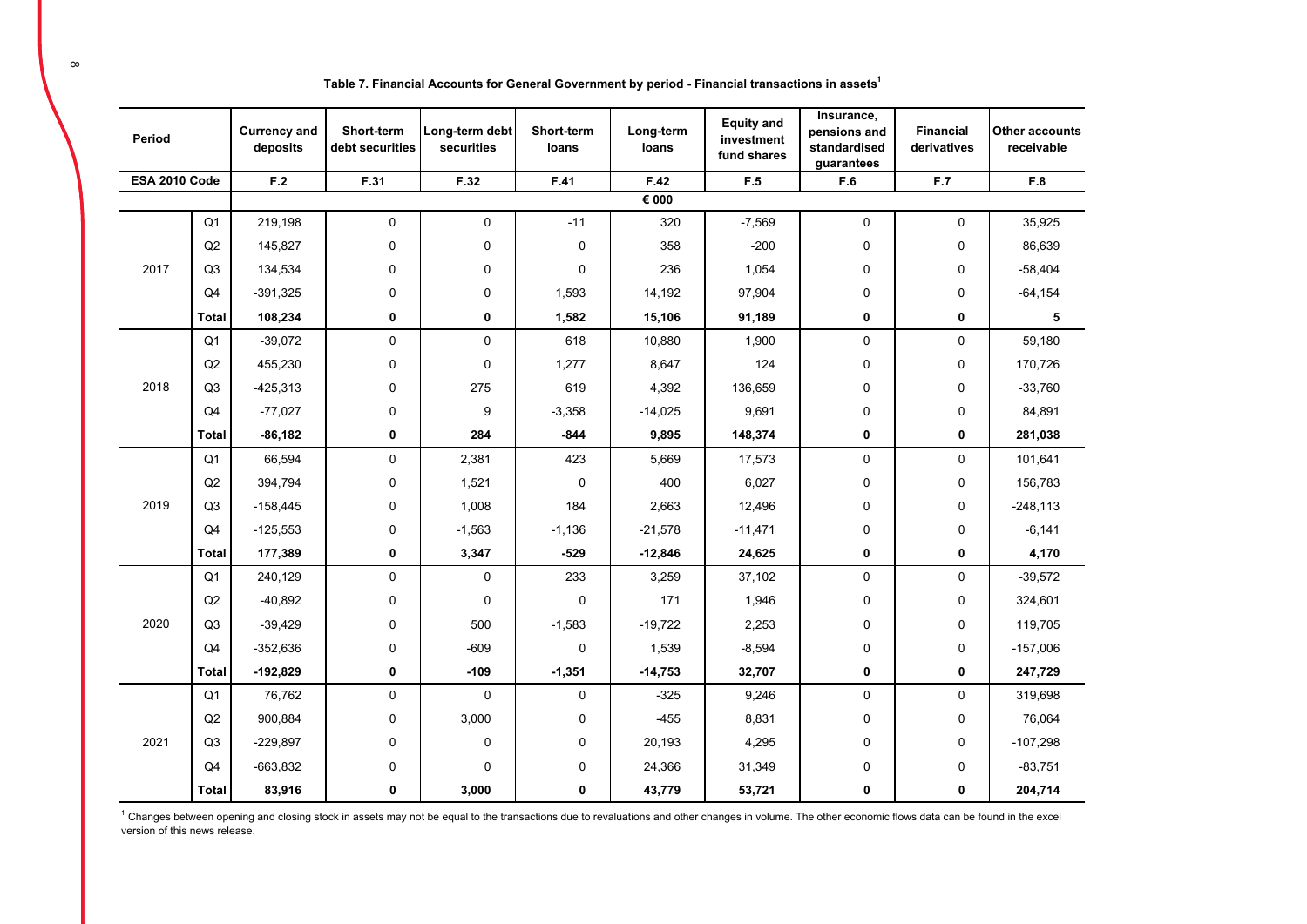**Table 7. Financial Accounts for General Government by period - Financial transactions in assets[1]**

| Period | | Currency and deposits | Short-term debt securities | Long-term debt securities | Short-term loans | Long-term loans | Equity and investment fund shares | Insurance, pensions and standardised guarantees | Financial derivatives | Other accounts receivable |
|---|---|---|---|---|---|---|---|---|---|---|
| ESA 2010 Code | | F.2 | F.31 | F.32 | F.41 | F.42 | F.5 | F.6 | F.7 | F.8 |
| | | | | | | € 000 | | | | |
| 2017 | Q1 | 219,198 | 0 | 0 | -11 | 320 | -7,569 | 0 | 0 | 35,925 |
| | Q2 | 145,827 | 0 | 0 | 0 | 358 | -200 | 0 | 0 | 86,639 |
| | Q3 | 134,534 | 0 | 0 | 0 | 236 | 1,054 | 0 | 0 | -58,404 |
| | Q4 | -391,325 | 0 | 0 | 1,593 | 14,192 | 97,904 | 0 | 0 | -64,154 |
| | **Total** | **108,234** | **0** | **0** | **1,582** | **15,106** | **91,189** | **0** | **0** | **5** |
| 2018 | Q1 | -39,072 | 0 | 0 | 618 | 10,880 | 1,900 | 0 | 0 | 59,180 |
| | Q2 | 455,230 | 0 | 0 | 1,277 | 8,647 | 124 | 0 | 0 | 170,726 |
| | Q3 | -425,313 | 0 | 275 | 619 | 4,392 | 136,659 | 0 | 0 | -33,760 |
| | Q4 | -77,027 | 0 | 9 | -3,358 | -14,025 | 9,691 | 0 | 0 | 84,891 |
| | **Total** | **-86,182** | **0** | **284** | **-844** | **9,895** | **148,374** | **0** | **0** | **281,038** |
| 2019 | Q1 | 66,594 | 0 | 2,381 | 423 | 5,669 | 17,573 | 0 | 0 | 101,641 |
| | Q2 | 394,794 | 0 | 1,521 | 0 | 400 | 6,027 | 0 | 0 | 156,783 |
| | Q3 | -158,445 | 0 | 1,008 | 184 | 2,663 | 12,496 | 0 | 0 | -248,113 |
| | Q4 | -125,553 | 0 | -1,563 | -1,136 | -21,578 | -11,471 | 0 | 0 | -6,141 |
| | **Total** | **177,389** | **0** | **3,347** | **-529** | **-12,846** | **24,625** | **0** | **0** | **4,170** |
| 2020 | Q1 | 240,129 | 0 | 0 | 233 | 3,259 | 37,102 | 0 | 0 | -39,572 |
| | Q2 | -40,892 | 0 | 0 | 0 | 171 | 1,946 | 0 | 0 | 324,601 |
| | Q3 | -39,429 | 0 | 500 | -1,583 | -19,722 | 2,253 | 0 | 0 | 119,705 |
| | Q4 | -352,636 | 0 | -609 | 0 | 1,539 | -8,594 | 0 | 0 | -157,006 |
| | **Total** | **-192,829** | **0** | **-109** | **-1,351** | **-14,753** | **32,707** | **0** | **0** | **247,729** |
| 2021 | Q1 | 76,762 | 0 | 0 | 0 | -325 | 9,246 | 0 | 0 | 319,698 |
| | Q2 | 900,884 | 0 | 3,000 | 0 | -455 | 8,831 | 0 | 0 | 76,064 |
| | Q3 | -229,897 | 0 | 0 | 0 | 20,193 | 4,295 | 0 | 0 | -107,298 |
| | Q4 | -663,832 | 0 | 0 | 0 | 24,366 | 31,349 | 0 | 0 | -83,751 |
| | **Total** | **83,916** | **0** | **3,000** | **0** | **43,779** | **53,721** | **0** | **0** | **204,714** |

[1] Changes between opening and closing stock in assets may not be equal to the transactions due to revaluations and other changes in volume. The other economic flows data can be found in the excel version of this news release.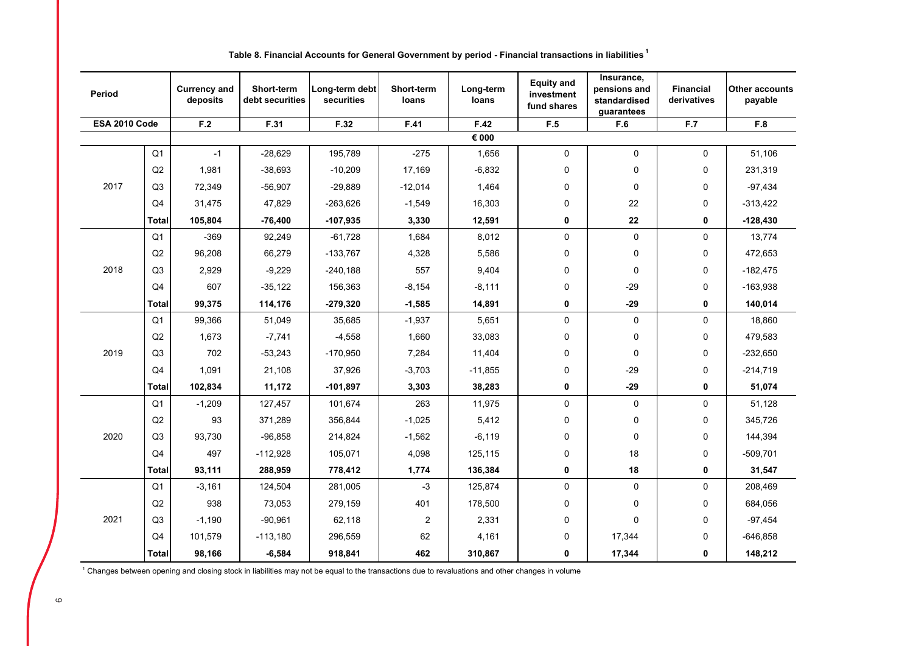**Table 8. Financial Accounts for General Government by period - Financial transactions in liabilities [1]**

| Period | | Currency and deposits | Short-term debt securities | Long-term debt securities | Short-term loans | Long-term loans | Equity and investment fund shares | Insurance, pensions and standardised guarantees | Financial derivatives | Other accounts payable |
|---|---|---|---|---|---|---|---|---|---|---|
| ESA 2010 Code | | F.2 | F.31 | F.32 | F.41 | F.42 | F.5 | F.6 | F.7 | F.8 |
| | | | | | | € 000 | | | | |
| 2017 | Q1 | -1 | -28,629 | 195,789 | -275 | 1,656 | 0 | 0 | 0 | 51,106 |
| | Q2 | 1,981 | -38,693 | -10,209 | 17,169 | -6,832 | 0 | 0 | 0 | 231,319 |
| | Q3 | 72,349 | -56,907 | -29,889 | -12,014 | 1,464 | 0 | 0 | 0 | -97,434 |
| | Q4 | 31,475 | 47,829 | -263,626 | -1,549 | 16,303 | 0 | 22 | 0 | -313,422 |
| | **Total** | **105,804** | **-76,400** | **-107,935** | **3,330** | **12,591** | **0** | **22** | **0** | **-128,430** |
| 2018 | Q1 | -369 | 92,249 | -61,728 | 1,684 | 8,012 | 0 | 0 | 0 | 13,774 |
| | Q2 | 96,208 | 66,279 | -133,767 | 4,328 | 5,586 | 0 | 0 | 0 | 472,653 |
| | Q3 | 2,929 | -9,229 | -240,188 | 557 | 9,404 | 0 | 0 | 0 | -182,475 |
| | Q4 | 607 | -35,122 | 156,363 | -8,154 | -8,111 | 0 | -29 | 0 | -163,938 |
| | **Total** | **99,375** | **114,176** | **-279,320** | **-1,585** | **14,891** | **0** | **-29** | **0** | **140,014** |
| 2019 | Q1 | 99,366 | 51,049 | 35,685 | -1,937 | 5,651 | 0 | 0 | 0 | 18,860 |
| | Q2 | 1,673 | -7,741 | -4,558 | 1,660 | 33,083 | 0 | 0 | 0 | 479,583 |
| | Q3 | 702 | -53,243 | -170,950 | 7,284 | 11,404 | 0 | 0 | 0 | -232,650 |
| | Q4 | 1,091 | 21,108 | 37,926 | -3,703 | -11,855 | 0 | -29 | 0 | -214,719 |
| | **Total** | **102,834** | **11,172** | **-101,897** | **3,303** | **38,283** | **0** | **-29** | **0** | **51,074** |
| 2020 | Q1 | -1,209 | 127,457 | 101,674 | 263 | 11,975 | 0 | 0 | 0 | 51,128 |
| | Q2 | 93 | 371,289 | 356,844 | -1,025 | 5,412 | 0 | 0 | 0 | 345,726 |
| | Q3 | 93,730 | -96,858 | 214,824 | -1,562 | -6,119 | 0 | 0 | 0 | 144,394 |
| | Q4 | 497 | -112,928 | 105,071 | 4,098 | 125,115 | 0 | 18 | 0 | -509,701 |
| | **Total** | **93,111** | **288,959** | **778,412** | **1,774** | **136,384** | **0** | **18** | **0** | **31,547** |
| 2021 | Q1 | -3,161 | 124,504 | 281,005 | -3 | 125,874 | 0 | 0 | 0 | 208,469 |
| | Q2 | 938 | 73,053 | 279,159 | 401 | 178,500 | 0 | 0 | 0 | 684,056 |
| | Q3 | -1,190 | -90,961 | 62,118 | 2 | 2,331 | 0 | 0 | 0 | -97,454 |
| | Q4 | 101,579 | -113,180 | 296,559 | 62 | 4,161 | 0 | 17,344 | 0 | -646,858 |
| | **Total** | **98,166** | **-6,584** | **918,841** | **462** | **310,867** | **0** | **17,344** | **0** | **148,212** |

[1] Changes between opening and closing stock in liabilities may not be equal to the transactions due to revaluations and other changes in volume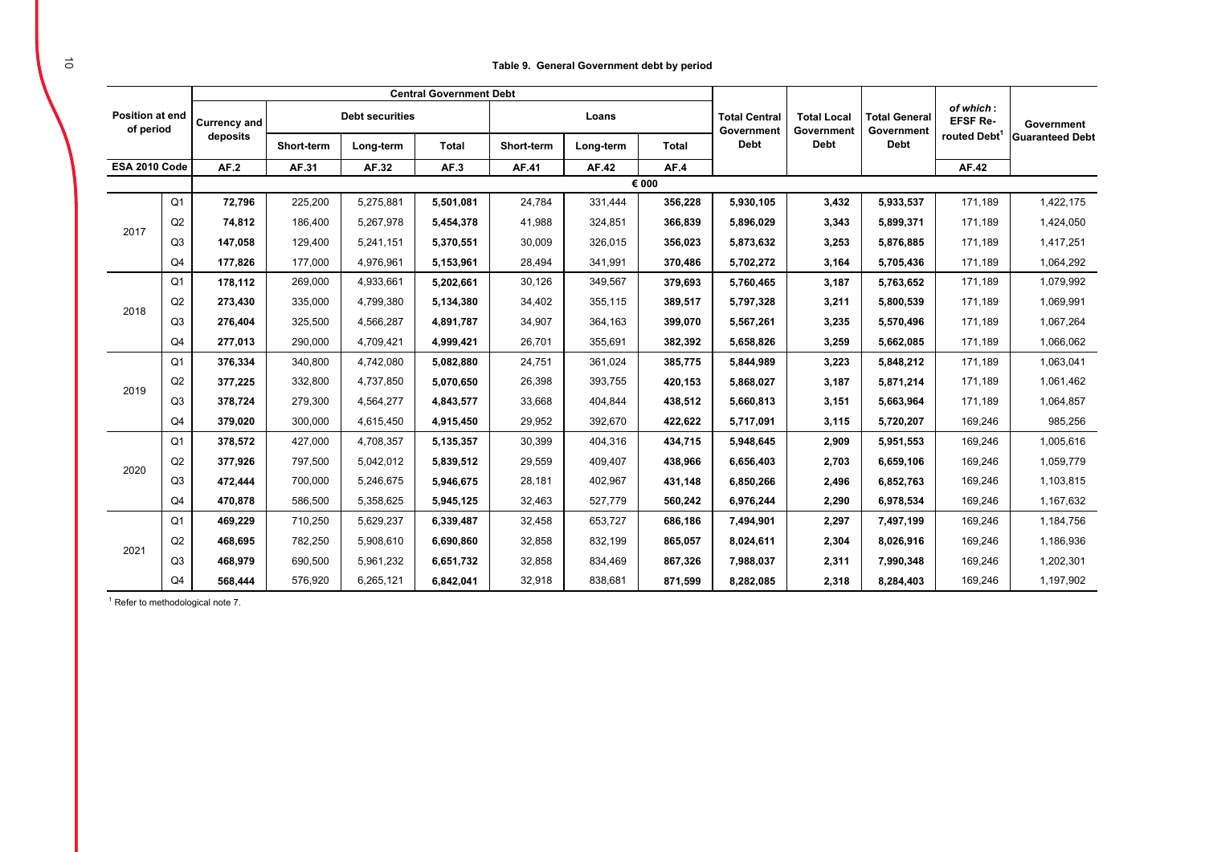**Table 9. General Government debt by period**

| Position at end of period | | Central Government Debt | | | | | | | | Total Central Government Debt | Total Local Government Debt | Total General Government Debt | *of which*: EFSF Re-routed Debt[1] | Government Guaranteed Debt |
|---|---|---|---|---|---|---|---|---|---|---|---|---|---|---|
| | | Currency and deposits | Debt securities | | | Loans | | | | | | | | |
| | | | Short-term | Long-term | Total | Short-term | Long-term | Total | | | | | | |
| ESA 2010 Code | | AF.2 | AF.31 | AF.32 | AF.3 | AF.41 | AF.42 | AF.4 | | | | | AF.42 | |
| | | € 000 | | | | | | | | | | | | |
| 2017 | Q1 | **72,796** | 225,200 | 5,275,881 | **5,501,081** | 24,784 | 331,444 | **356,228** | **5,930,105** | **3,432** | **5,933,537** | 171,189 | 1,422,175 | |
| | Q2 | **74,812** | 186,400 | 5,267,978 | **5,454,378** | 41,988 | 324,851 | **366,839** | **5,896,029** | **3,343** | **5,899,371** | 171,189 | 1,424,050 | |
| | Q3 | **147,058** | 129,400 | 5,241,151 | **5,370,551** | 30,009 | 326,015 | **356,023** | **5,873,632** | **3,253** | **5,876,885** | 171,189 | 1,417,251 | |
| | Q4 | **177,826** | 177,000 | 4,976,961 | **5,153,961** | 28,494 | 341,991 | **370,486** | **5,702,272** | **3,164** | **5,705,436** | 171,189 | 1,064,292 | |
| 2018 | Q1 | **178,112** | 269,000 | 4,933,661 | **5,202,661** | 30,126 | 349,567 | **379,693** | **5,760,465** | **3,187** | **5,763,652** | 171,189 | 1,079,992 | |
| | Q2 | **273,430** | 335,000 | 4,799,380 | **5,134,380** | 34,402 | 355,115 | **389,517** | **5,797,328** | **3,211** | **5,800,539** | 171,189 | 1,069,991 | |
| | Q3 | **276,404** | 325,500 | 4,566,287 | **4,891,787** | 34,907 | 364,163 | **399,070** | **5,567,261** | **3,235** | **5,570,496** | 171,189 | 1,067,264 | |
| | Q4 | **277,013** | 290,000 | 4,709,421 | **4,999,421** | 26,701 | 355,691 | **382,392** | **5,658,826** | **3,259** | **5,662,085** | 171,189 | 1,066,062 | |
| 2019 | Q1 | **376,334** | 340,800 | 4,742,080 | **5,082,880** | 24,751 | 361,024 | **385,775** | **5,844,989** | **3,223** | **5,848,212** | 171,189 | 1,063,041 | |
| | Q2 | **377,225** | 332,800 | 4,737,850 | **5,070,650** | 26,398 | 393,755 | **420,153** | **5,868,027** | **3,187** | **5,871,214** | 171,189 | 1,061,462 | |
| | Q3 | **378,724** | 279,300 | 4,564,277 | **4,843,577** | 33,668 | 404,844 | **438,512** | **5,660,813** | **3,151** | **5,663,964** | 171,189 | 1,064,857 | |
| | Q4 | **379,020** | 300,000 | 4,615,450 | **4,915,450** | 29,952 | 392,670 | **422,622** | **5,717,091** | **3,115** | **5,720,207** | 169,246 | 985,256 | |
| 2020 | Q1 | **378,572** | 427,000 | 4,708,357 | **5,135,357** | 30,399 | 404,316 | **434,715** | **5,948,645** | **2,909** | **5,951,553** | 169,246 | 1,005,616 | |
| | Q2 | **377,926** | 797,500 | 5,042,012 | **5,839,512** | 29,559 | 409,407 | **438,966** | **6,656,403** | **2,703** | **6,659,106** | 169,246 | 1,059,779 | |
| | Q3 | **472,444** | 700,000 | 5,246,675 | **5,946,675** | 28,181 | 402,967 | **431,148** | **6,850,266** | **2,496** | **6,852,763** | 169,246 | 1,103,815 | |
| | Q4 | **470,878** | 586,500 | 5,358,625 | **5,945,125** | 32,463 | 527,779 | **560,242** | **6,976,244** | **2,290** | **6,978,534** | 169,246 | 1,167,632 | |
| 2021 | Q1 | **469,229** | 710,250 | 5,629,237 | **6,339,487** | 32,458 | 653,727 | **686,186** | **7,494,901** | **2,297** | **7,497,199** | 169,246 | 1,184,756 | |
| | Q2 | **468,695** | 782,250 | 5,908,610 | **6,690,860** | 32,858 | 832,199 | **865,057** | **8,024,611** | **2,304** | **8,026,916** | 169,246 | 1,186,936 | |
| | Q3 | **468,979** | 690,500 | 5,961,232 | **6,651,732** | 32,858 | 834,469 | **867,326** | **7,988,037** | **2,311** | **7,990,348** | 169,246 | 1,202,301 | |
| | Q4 | **568,444** | 576,920 | 6,265,121 | **6,842,041** | 32,918 | 838,681 | **871,599** | **8,282,085** | **2,318** | **8,284,403** | 169,246 | 1,197,902 | |

[1] Refer to methodological note 7.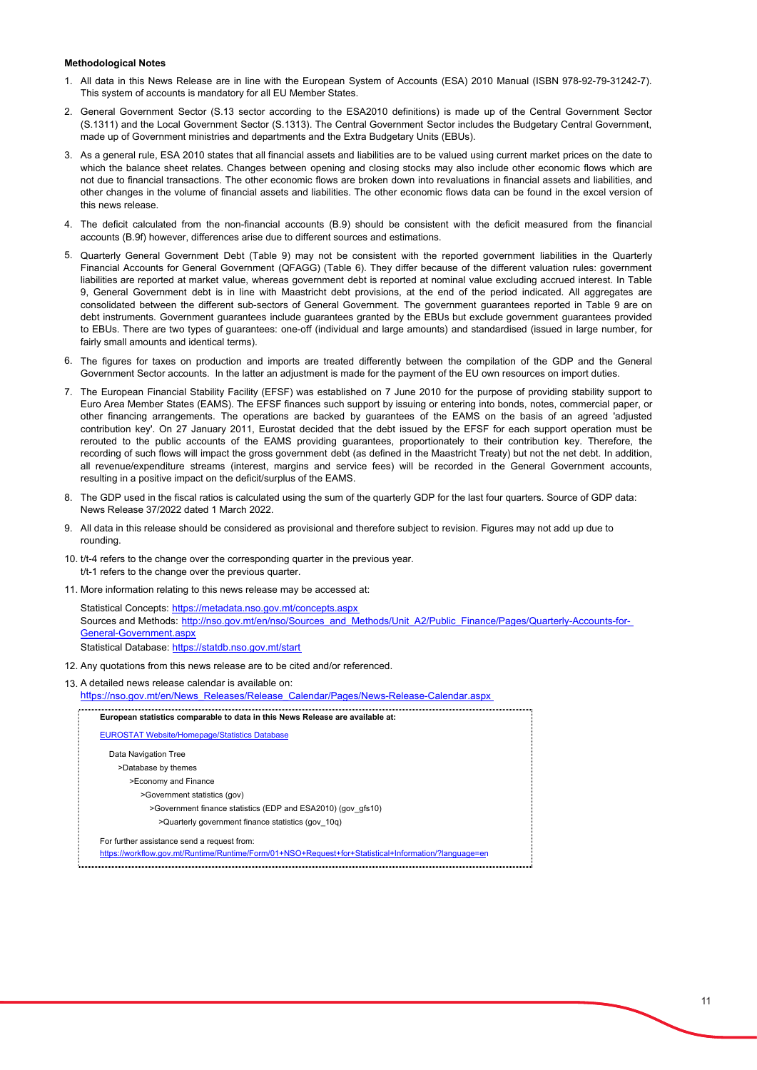**Methodological Notes**

1. All data in this News Release are in line with the European System of Accounts (ESA) 2010 Manual (ISBN 978-92-79-31242-7). This system of accounts is mandatory for all EU Member States.

2. General Government Sector (S.13 sector according to the ESA2010 definitions) is made up of the Central Government Sector (S.1311) and the Local Government Sector (S.1313). The Central Government Sector includes the Budgetary Central Government, made up of Government ministries and departments and the Extra Budgetary Units (EBUs).

3. As a general rule, ESA 2010 states that all financial assets and liabilities are to be valued using current market prices on the date to which the balance sheet relates. Changes between opening and closing stocks may also include other economic flows which are not due to financial transactions. The other economic flows are broken down into revaluations in financial assets and liabilities, and other changes in the volume of financial assets and liabilities. The other economic flows data can be found in the excel version of this news release.

4. The deficit calculated from the non-financial accounts (B.9) should be consistent with the deficit measured from the financial accounts (B.9f) however, differences arise due to different sources and estimations.

5. Quarterly General Government Debt (Table 9) may not be consistent with the reported government liabilities in the Quarterly Financial Accounts for General Government (QFAGG) (Table 6). They differ because of the different valuation rules: government liabilities are reported at market value, whereas government debt is reported at nominal value excluding accrued interest. In Table 9, General Government debt is in line with Maastricht debt provisions, at the end of the period indicated. All aggregates are consolidated between the different sub-sectors of General Government. The government guarantees reported in Table 9 are on debt instruments. Government guarantees include guarantees granted by the EBUs but exclude government guarantees provided to EBUs. There are two types of guarantees: one-off (individual and large amounts) and standardised (issued in large number, for fairly small amounts and identical terms).

6. The figures for taxes on production and imports are treated differently between the compilation of the GDP and the General Government Sector accounts. In the latter an adjustment is made for the payment of the EU own resources on import duties.

7. The European Financial Stability Facility (EFSF) was established on 7 June 2010 for the purpose of providing stability support to Euro Area Member States (EAMS). The EFSF finances such support by issuing or entering into bonds, notes, commercial paper, or other financing arrangements. The operations are backed by guarantees of the EAMS on the basis of an agreed 'adjusted contribution key'. On 27 January 2011, Eurostat decided that the debt issued by the EFSF for each support operation must be rerouted to the public accounts of the EAMS providing guarantees, proportionately to their contribution key. Therefore, the recording of such flows will impact the gross government debt (as defined in the Maastricht Treaty) but not the net debt. In addition, all revenue/expenditure streams (interest, margins and service fees) will be recorded in the General Government accounts, resulting in a positive impact on the deficit/surplus of the EAMS.

8. The GDP used in the fiscal ratios is calculated using the sum of the quarterly GDP for the last four quarters. Source of GDP data: News Release 37/2022 dated 1 March 2022.

9. All data in this release should be considered as provisional and therefore subject to revision. Figures may not add up due to rounding.

10. t/t-4 refers to the change over the corresponding quarter in the previous year.
    t/t-1 refers to the change over the previous quarter.

11. More information relating to this news release may be accessed at:

    Statistical Concepts: https://metadata.nso.gov.mt/concepts.aspx
    Sources and Methods: http://nso.gov.mt/en/nso/Sources_and_Methods/Unit_A2/Public_Finance/Pages/Quarterly-Accounts-for-General-Government.aspx
    Statistical Database: https://statdb.nso.gov.mt/start

12. Any quotations from this news release are to be cited and/or referenced.

13. A detailed news release calendar is available on:
    https://nso.gov.mt/en/News_Releases/Release_Calendar/Pages/News-Release-Calendar.aspx

**European statistics comparable to data in this News Release are available at:**

EUROSTAT Website/Homepage/Statistics Database

Data Navigation Tree
>Database by themes
>Economy and Finance
>Government statistics (gov)
>Government finance statistics (EDP and ESA2010) (gov_gfs10)
>Quarterly government finance statistics (gov_10q)

For further assistance send a request from:
https://workflow.gov.mt/Runtime/Runtime/Form/01+NSO+Request+for+Statistical+Information/?language=en